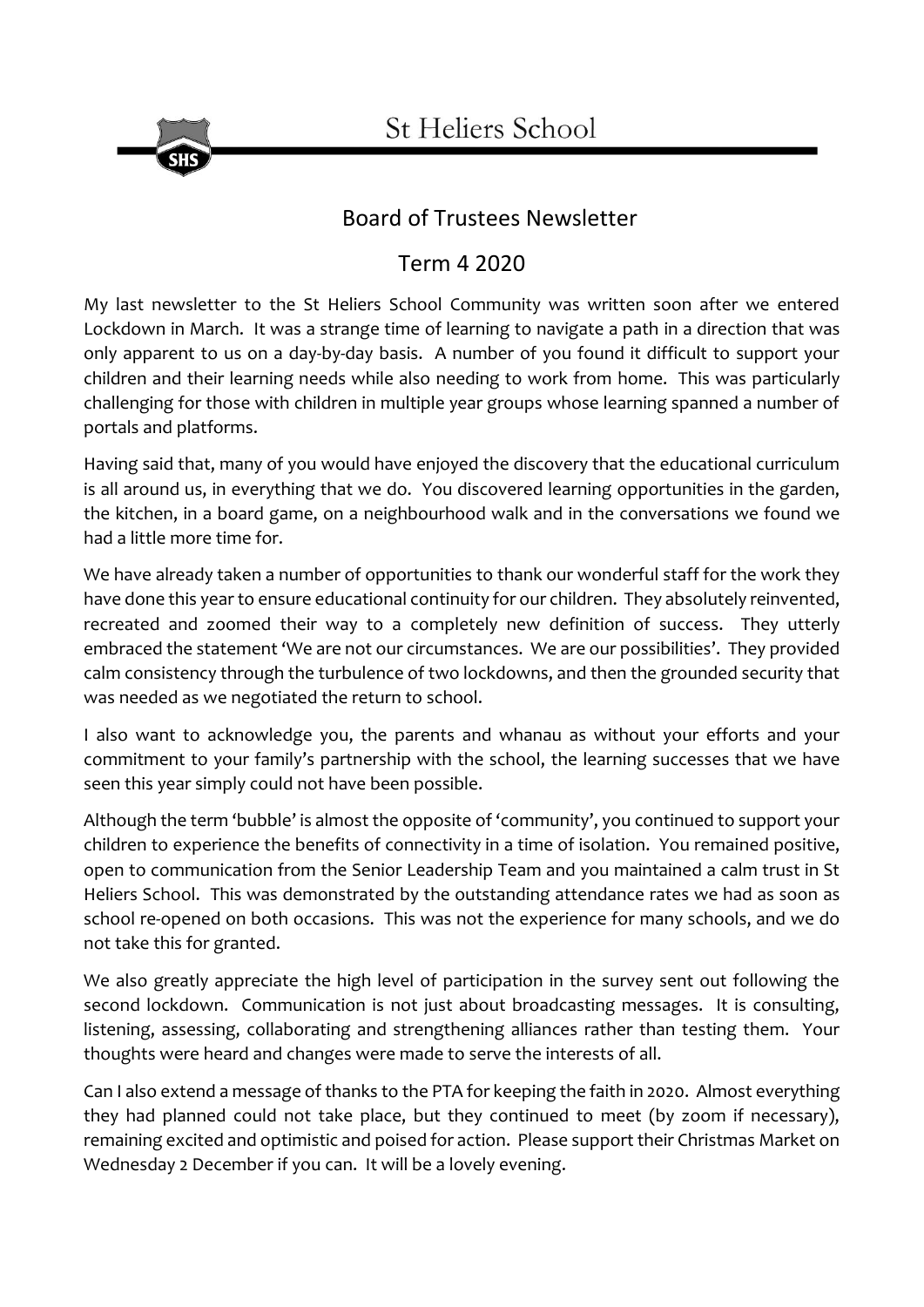# St Heliers School

## Board of Trustees Newsletter

## Term 4 2020

My last newsletter to the St Heliers School Community was written soon after we entered Lockdown in March. It was a strange time of learning to navigate a path in a direction that was only apparent to us on a day-by-day basis. A number of you found it difficult to support your children and their learning needs while also needing to work from home. This was particularly challenging for those with children in multiple year groups whose learning spanned a number of portals and platforms.

Having said that, many of you would have enjoyed the discovery that the educational curriculum is all around us, in everything that we do. You discovered learning opportunities in the garden, the kitchen, in a board game, on a neighbourhood walk and in the conversations we found we had a little more time for.

We have already taken a number of opportunities to thank our wonderful staff for the work they have done this year to ensure educational continuity for our children. They absolutely reinvented, recreated and zoomed their way to a completely new definition of success. They utterly embraced the statement 'We are not our circumstances. We are our possibilities'. They provided calm consistency through the turbulence of two lockdowns, and then the grounded security that was needed as we negotiated the return to school.

I also want to acknowledge you, the parents and whanau as without your efforts and your commitment to your family's partnership with the school, the learning successes that we have seen this year simply could not have been possible.

Although the term 'bubble' is almost the opposite of 'community', you continued to support your children to experience the benefits of connectivity in a time of isolation. You remained positive, open to communication from the Senior Leadership Team and you maintained a calm trust in St Heliers School. This was demonstrated by the outstanding attendance rates we had as soon as school re-opened on both occasions. This was not the experience for many schools, and we do not take this for granted.

We also greatly appreciate the high level of participation in the survey sent out following the second lockdown. Communication is not just about broadcasting messages. It is consulting, listening, assessing, collaborating and strengthening alliances rather than testing them. Your thoughts were heard and changes were made to serve the interests of all.

Can I also extend a message of thanks to the PTA for keeping the faith in 2020. Almost everything they had planned could not take place, but they continued to meet (by zoom if necessary), remaining excited and optimistic and poised for action. Please support their Christmas Market on Wednesday 2 December if you can. It will be a lovely evening.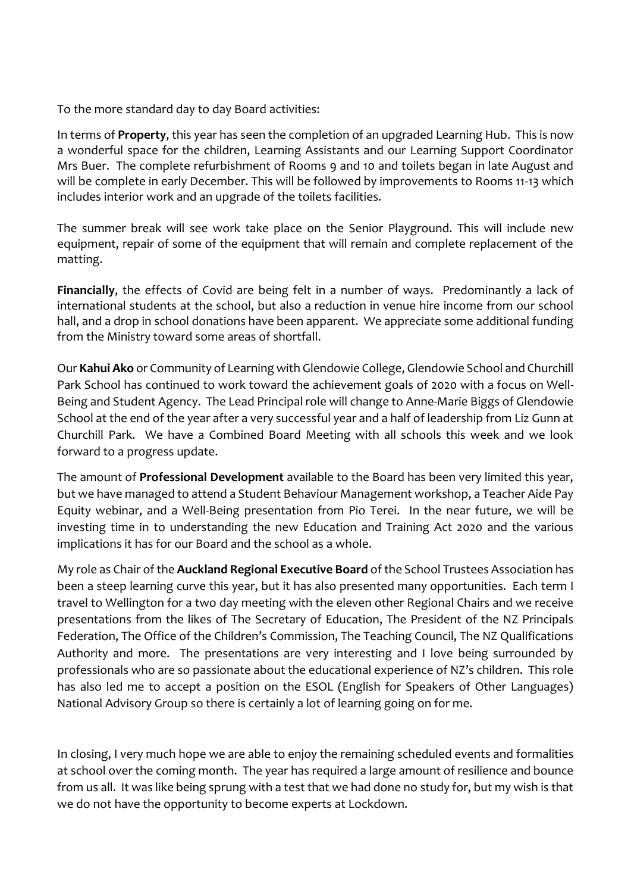To the more standard day to day Board activities:

In terms of **Property**, this year has seen the completion of an upgraded Learning Hub. This is now a wonderful space for the children, Learning Assistants and our Learning Support Coordinator Mrs Buer. The complete refurbishment of Rooms 9 and 10 and toilets began in late August and will be complete in early December. This will be followed by improvements to Rooms 11-13 which includes interior work and an upgrade of the toilets facilities.

The summer break will see work take place on the Senior Playground. This will include new equipment, repair of some of the equipment that will remain and complete replacement of the matting.

**Financially**, the effects of Covid are being felt in a number of ways. Predominantly a lack of international students at the school, but also a reduction in venue hire income from our school hall, and a drop in school donations have been apparent. We appreciate some additional funding from the Ministry toward some areas of shortfall.

Our **Kahui Ako** or Community of Learning with Glendowie College, Glendowie School and Churchill Park School has continued to work toward the achievement goals of 2020 with a focus on Well-Being and Student Agency. The Lead Principal role will change to Anne-Marie Biggs of Glendowie School at the end of the year after a very successful year and a half of leadership from Liz Gunn at Churchill Park. We have a Combined Board Meeting with all schools this week and we look forward to a progress update.

The amount of **Professional Development** available to the Board has been very limited this year, but we have managed to attend a Student Behaviour Management workshop, a Teacher Aide Pay Equity webinar, and a Well-Being presentation from Pio Terei. In the near future, we will be investing time in to understanding the new Education and Training Act 2020 and the various implications it has for our Board and the school as a whole.

My role as Chair of the **Auckland Regional Executive Board** of the School Trustees Association has been a steep learning curve this year, but it has also presented many opportunities. Each term I travel to Wellington for a two day meeting with the eleven other Regional Chairs and we receive presentations from the likes of The Secretary of Education, The President of the NZ Principals Federation, The Office of the Children's Commission, The Teaching Council, The NZ Qualifications Authority and more. The presentations are very interesting and I love being surrounded by professionals who are so passionate about the educational experience of NZ's children. This role has also led me to accept a position on the ESOL (English for Speakers of Other Languages) National Advisory Group so there is certainly a lot of learning going on for me.

In closing, I very much hope we are able to enjoy the remaining scheduled events and formalities at school over the coming month. The year has required a large amount of resilience and bounce from us all. It was like being sprung with a test that we had done no study for, but my wish is that we do not have the opportunity to become experts at Lockdown.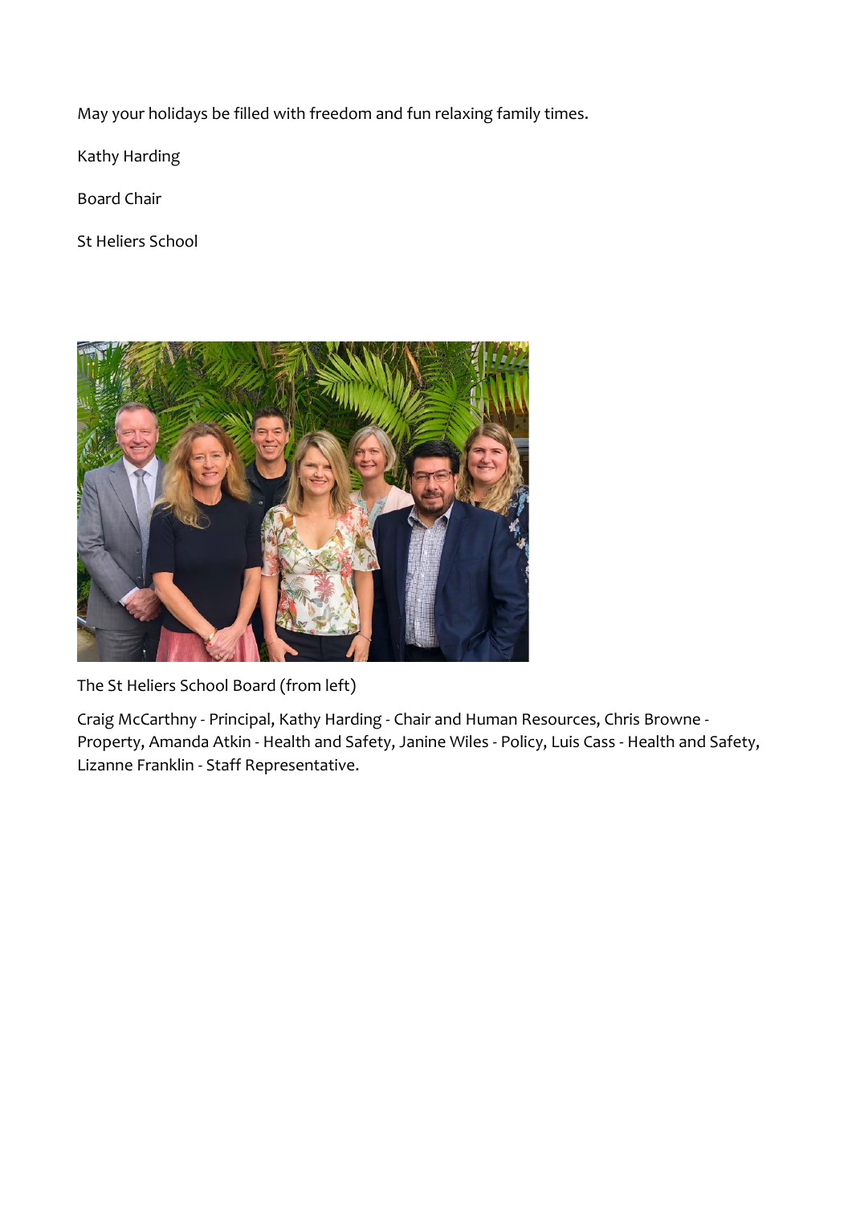May your holidays be filled with freedom and fun relaxing family times.

Kathy Harding

Board Chair

St Heliers School

The St Heliers School Board (from left)

Craig McCarthny - Principal, Kathy Harding - Chair and Human Resources, Chris Browne - Property, Amanda Atkin - Health and Safety, Janine Wiles - Policy, Luis Cass - Health and Safety, Lizanne Franklin - Staff Representative.